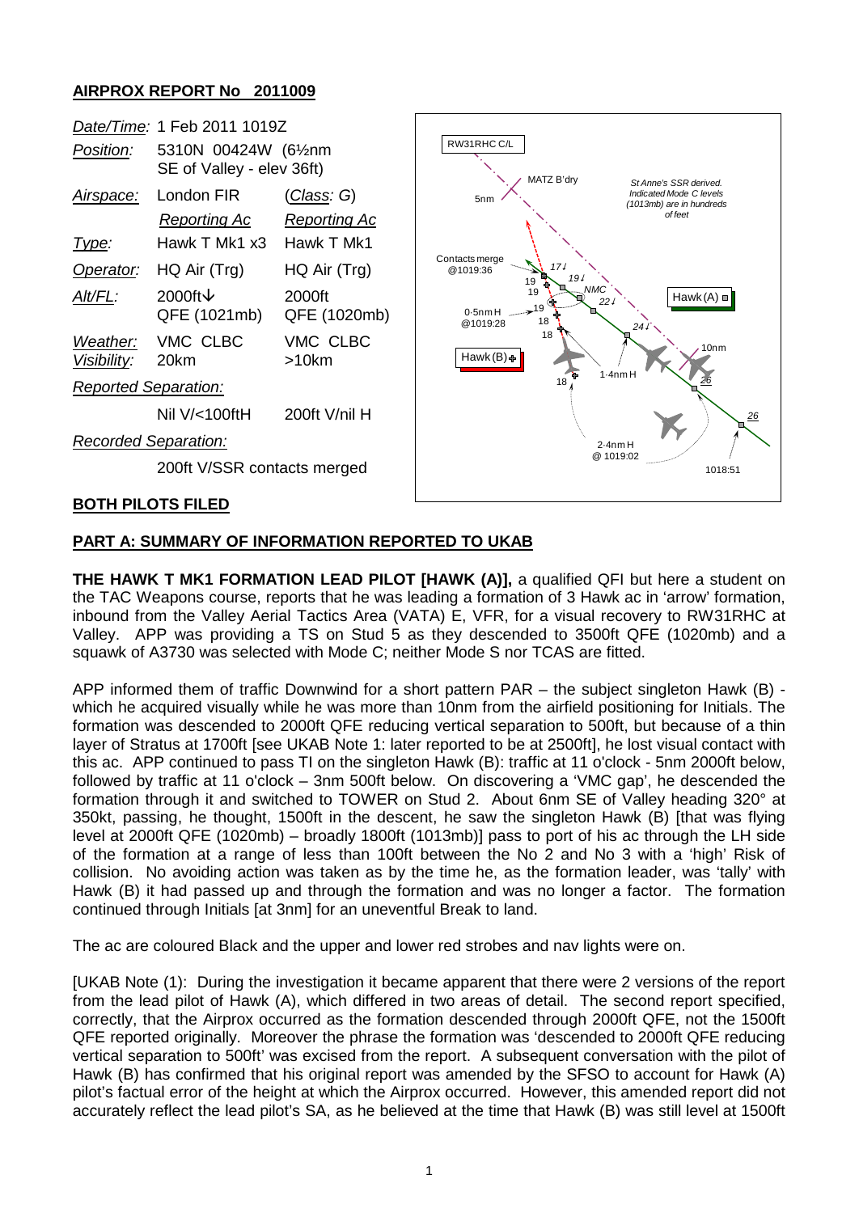## AIRPROX REPORT No 2011009

| | | |
|---|---|---|
| *Date/Time:* | 1 Feb 2011 1019Z | |
| *Position:* | 5310N 00424W (6½nm SE of Valley - elev 36ft) | |
| *Airspace:* | London FIR | (*Class: G*) |
| | *Reporting Ac* | *Reporting Ac* |
| *Type:* | Hawk T Mk1 x3 | Hawk T Mk1 |
| *Operator:* | HQ Air (Trg) | HQ Air (Trg) |
| *Alt/FL:* | 2000ft↓ QFE (1021mb) | 2000ft QFE (1020mb) |
| *Weather:* | VMC CLBC | VMC CLBC |
| *Visibility:* | 20km | >10km |
| *Reported Separation:* | | |
| | Nil V/<100ftH | 200ft V/nil H |
| *Recorded Separation:* | | |
| | 200ft V/SSR contacts merged | |

**BOTH PILOTS FILED**

**PART A: SUMMARY OF INFORMATION REPORTED TO UKAB**

**THE HAWK T MK1 FORMATION LEAD PILOT [HAWK (A)],** a qualified QFI but here a student on the TAC Weapons course, reports that he was leading a formation of 3 Hawk ac in 'arrow' formation, inbound from the Valley Aerial Tactics Area (VATA) E, VFR, for a visual recovery to RW31RHC at Valley. APP was providing a TS on Stud 5 as they descended to 3500ft QFE (1020mb) and a squawk of A3730 was selected with Mode C; neither Mode S nor TCAS are fitted.

APP informed them of traffic Downwind for a short pattern PAR – the subject singleton Hawk (B) - which he acquired visually while he was more than 10nm from the airfield positioning for Initials. The formation was descended to 2000ft QFE reducing vertical separation to 500ft, but because of a thin layer of Stratus at 1700ft [see UKAB Note 1: later reported to be at 2500ft], he lost visual contact with this ac. APP continued to pass TI on the singleton Hawk (B): traffic at 11 o'clock - 5nm 2000ft below, followed by traffic at 11 o'clock – 3nm 500ft below. On discovering a 'VMC gap', he descended the formation through it and switched to TOWER on Stud 2. About 6nm SE of Valley heading 320° at 350kt, passing, he thought, 1500ft in the descent, he saw the singleton Hawk (B) [that was flying level at 2000ft QFE (1020mb) – broadly 1800ft (1013mb)] pass to port of his ac through the LH side of the formation at a range of less than 100ft between the No 2 and No 3 with a 'high' Risk of collision. No avoiding action was taken as by the time he, as the formation leader, was 'tally' with Hawk (B) it had passed up and through the formation and was no longer a factor. The formation continued through Initials [at 3nm] for an uneventful Break to land.

The ac are coloured Black and the upper and lower red strobes and nav lights were on.

[UKAB Note (1): During the investigation it became apparent that there were 2 versions of the report from the lead pilot of Hawk (A), which differed in two areas of detail. The second report specified, correctly, that the Airprox occurred as the formation descended through 2000ft QFE, not the 1500ft QFE reported originally. Moreover the phrase the formation was 'descended to 2000ft QFE reducing vertical separation to 500ft' was excised from the report. A subsequent conversation with the pilot of Hawk (B) has confirmed that his original report was amended by the SFSO to account for Hawk (A) pilot's factual error of the height at which the Airprox occurred. However, this amended report did not accurately reflect the lead pilot's SA, as he believed at the time that Hawk (B) was still level at 1500ft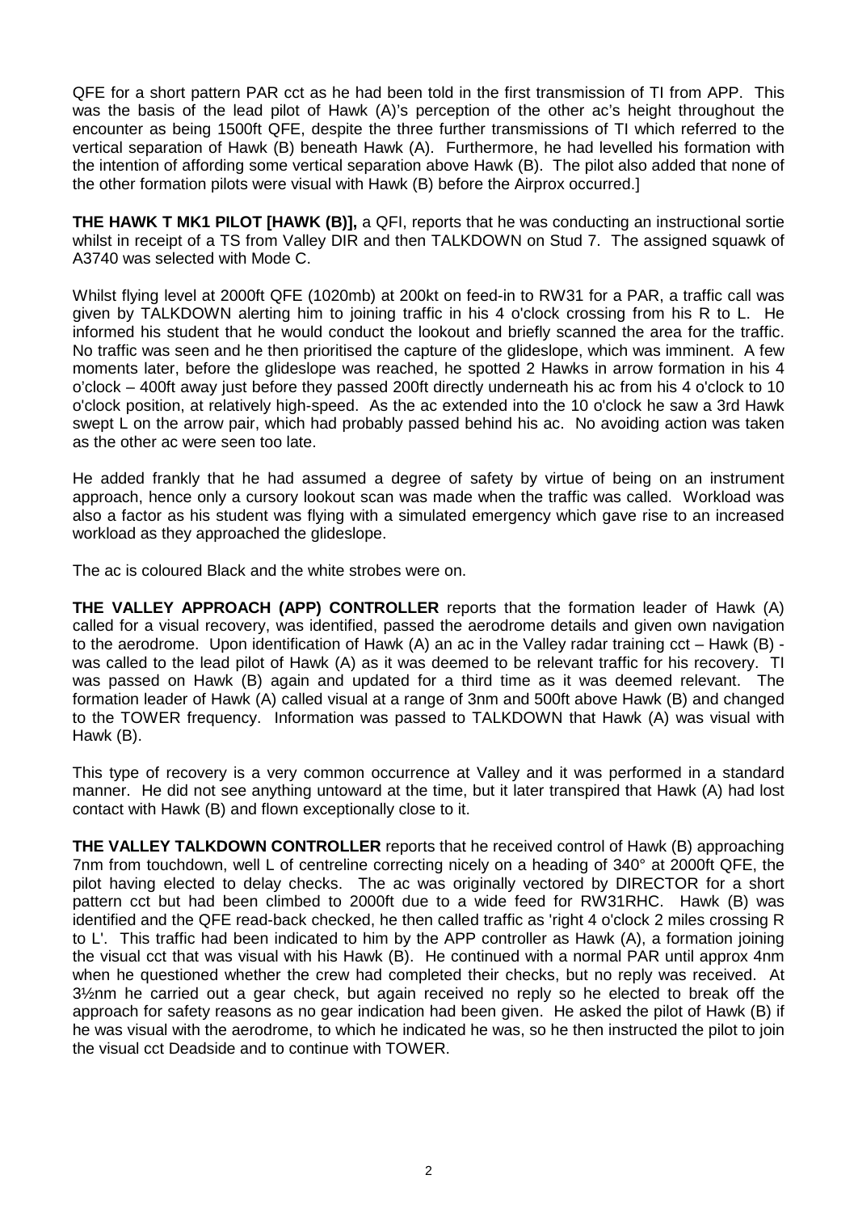QFE for a short pattern PAR cct as he had been told in the first transmission of TI from APP. This was the basis of the lead pilot of Hawk (A)'s perception of the other ac's height throughout the encounter as being 1500ft QFE, despite the three further transmissions of TI which referred to the vertical separation of Hawk (B) beneath Hawk (A). Furthermore, he had levelled his formation with the intention of affording some vertical separation above Hawk (B). The pilot also added that none of the other formation pilots were visual with Hawk (B) before the Airprox occurred.]

**THE HAWK T MK1 PILOT [HAWK (B)],** a QFI, reports that he was conducting an instructional sortie whilst in receipt of a TS from Valley DIR and then TALKDOWN on Stud 7. The assigned squawk of A3740 was selected with Mode C.

Whilst flying level at 2000ft QFE (1020mb) at 200kt on feed-in to RW31 for a PAR, a traffic call was given by TALKDOWN alerting him to joining traffic in his 4 o'clock crossing from his R to L. He informed his student that he would conduct the lookout and briefly scanned the area for the traffic. No traffic was seen and he then prioritised the capture of the glideslope, which was imminent. A few moments later, before the glideslope was reached, he spotted 2 Hawks in arrow formation in his 4 o'clock – 400ft away just before they passed 200ft directly underneath his ac from his 4 o'clock to 10 o'clock position, at relatively high-speed. As the ac extended into the 10 o'clock he saw a 3rd Hawk swept L on the arrow pair, which had probably passed behind his ac. No avoiding action was taken as the other ac were seen too late.

He added frankly that he had assumed a degree of safety by virtue of being on an instrument approach, hence only a cursory lookout scan was made when the traffic was called. Workload was also a factor as his student was flying with a simulated emergency which gave rise to an increased workload as they approached the glideslope.

The ac is coloured Black and the white strobes were on.

**THE VALLEY APPROACH (APP) CONTROLLER** reports that the formation leader of Hawk (A) called for a visual recovery, was identified, passed the aerodrome details and given own navigation to the aerodrome. Upon identification of Hawk (A) an ac in the Valley radar training cct – Hawk (B) - was called to the lead pilot of Hawk (A) as it was deemed to be relevant traffic for his recovery. TI was passed on Hawk (B) again and updated for a third time as it was deemed relevant. The formation leader of Hawk (A) called visual at a range of 3nm and 500ft above Hawk (B) and changed to the TOWER frequency. Information was passed to TALKDOWN that Hawk (A) was visual with Hawk (B).

This type of recovery is a very common occurrence at Valley and it was performed in a standard manner. He did not see anything untoward at the time, but it later transpired that Hawk (A) had lost contact with Hawk (B) and flown exceptionally close to it.

**THE VALLEY TALKDOWN CONTROLLER** reports that he received control of Hawk (B) approaching 7nm from touchdown, well L of centreline correcting nicely on a heading of 340° at 2000ft QFE, the pilot having elected to delay checks. The ac was originally vectored by DIRECTOR for a short pattern cct but had been climbed to 2000ft due to a wide feed for RW31RHC. Hawk (B) was identified and the QFE read-back checked, he then called traffic as 'right 4 o'clock 2 miles crossing R to L'. This traffic had been indicated to him by the APP controller as Hawk (A), a formation joining the visual cct that was visual with his Hawk (B). He continued with a normal PAR until approx 4nm when he questioned whether the crew had completed their checks, but no reply was received. At 3½nm he carried out a gear check, but again received no reply so he elected to break off the approach for safety reasons as no gear indication had been given. He asked the pilot of Hawk (B) if he was visual with the aerodrome, to which he indicated he was, so he then instructed the pilot to join the visual cct Deadside and to continue with TOWER.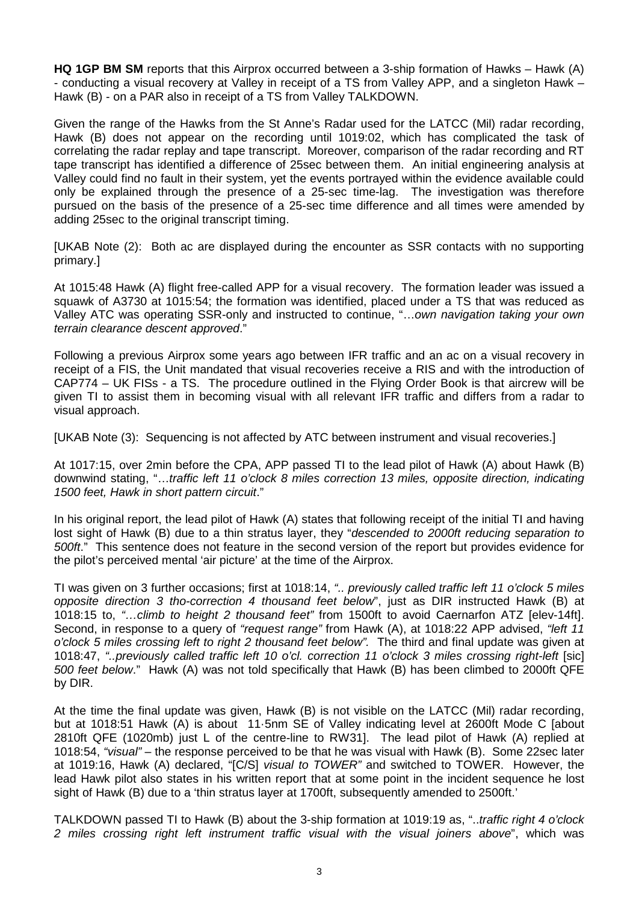**HQ 1GP BM SM** reports that this Airprox occurred between a 3-ship formation of Hawks – Hawk (A) - conducting a visual recovery at Valley in receipt of a TS from Valley APP, and a singleton Hawk – Hawk (B) - on a PAR also in receipt of a TS from Valley TALKDOWN.

Given the range of the Hawks from the St Anne's Radar used for the LATCC (Mil) radar recording, Hawk (B) does not appear on the recording until 1019:02, which has complicated the task of correlating the radar replay and tape transcript. Moreover, comparison of the radar recording and RT tape transcript has identified a difference of 25sec between them. An initial engineering analysis at Valley could find no fault in their system, yet the events portrayed within the evidence available could only be explained through the presence of a 25-sec time-lag. The investigation was therefore pursued on the basis of the presence of a 25-sec time difference and all times were amended by adding 25sec to the original transcript timing.

[UKAB Note (2): Both ac are displayed during the encounter as SSR contacts with no supporting primary.]

At 1015:48 Hawk (A) flight free-called APP for a visual recovery. The formation leader was issued a squawk of A3730 at 1015:54; the formation was identified, placed under a TS that was reduced as Valley ATC was operating SSR-only and instructed to continue, "…*own navigation taking your own terrain clearance descent approved*."

Following a previous Airprox some years ago between IFR traffic and an ac on a visual recovery in receipt of a FIS, the Unit mandated that visual recoveries receive a RIS and with the introduction of CAP774 – UK FISs - a TS. The procedure outlined in the Flying Order Book is that aircrew will be given TI to assist them in becoming visual with all relevant IFR traffic and differs from a radar to visual approach.

[UKAB Note (3): Sequencing is not affected by ATC between instrument and visual recoveries.]

At 1017:15, over 2min before the CPA, APP passed TI to the lead pilot of Hawk (A) about Hawk (B) downwind stating, "…*traffic left 11 o'clock 8 miles correction 13 miles, opposite direction, indicating 1500 feet, Hawk in short pattern circuit*."

In his original report, the lead pilot of Hawk (A) states that following receipt of the initial TI and having lost sight of Hawk (B) due to a thin stratus layer, they "*descended to 2000ft reducing separation to 500ft*." This sentence does not feature in the second version of the report but provides evidence for the pilot's perceived mental 'air picture' at the time of the Airprox.

TI was given on 3 further occasions; first at 1018:14, *".. previously called traffic left 11 o'clock 5 miles opposite direction 3 tho-correction 4 thousand feet below*", just as DIR instructed Hawk (B) at 1018:15 to, *"…climb to height 2 thousand feet"* from 1500ft to avoid Caernarfon ATZ [elev-14ft]. Second, in response to a query of *"request range"* from Hawk (A), at 1018:22 APP advised, *"left 11 o'clock 5 miles crossing left to right 2 thousand feet below".* The third and final update was given at 1018:47, *"..previously called traffic left 10 o'cl. correction 11 o'clock 3 miles crossing right-left* [sic] *500 feet below*." Hawk (A) was not told specifically that Hawk (B) has been climbed to 2000ft QFE by DIR.

At the time the final update was given, Hawk (B) is not visible on the LATCC (Mil) radar recording, but at 1018:51 Hawk (A) is about 11·5nm SE of Valley indicating level at 2600ft Mode C [about 2810ft QFE (1020mb) just L of the centre-line to RW31]. The lead pilot of Hawk (A) replied at 1018:54, *"visual"* – the response perceived to be that he was visual with Hawk (B). Some 22sec later at 1019:16, Hawk (A) declared, "[C/S] *visual to TOWER"* and switched to TOWER. However, the lead Hawk pilot also states in his written report that at some point in the incident sequence he lost sight of Hawk (B) due to a 'thin stratus layer at 1700ft, subsequently amended to 2500ft.'

TALKDOWN passed TI to Hawk (B) about the 3-ship formation at 1019:19 as, "..*traffic right 4 o'clock 2 miles crossing right left instrument traffic visual with the visual joiners above*", which was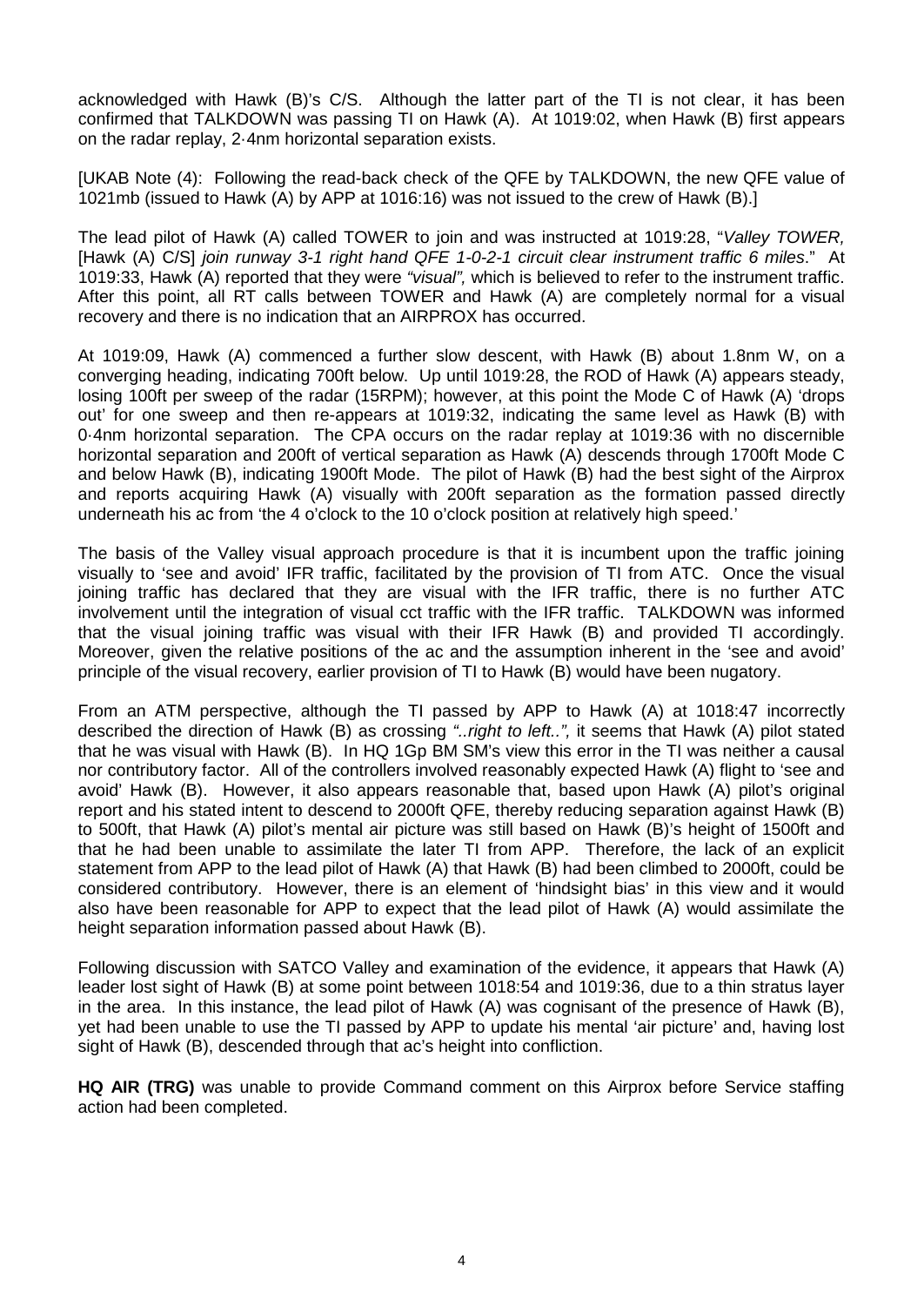acknowledged with Hawk (B)'s C/S. Although the latter part of the TI is not clear, it has been confirmed that TALKDOWN was passing TI on Hawk (A). At 1019:02, when Hawk (B) first appears on the radar replay, 2·4nm horizontal separation exists.

[UKAB Note (4): Following the read-back check of the QFE by TALKDOWN, the new QFE value of 1021mb (issued to Hawk (A) by APP at 1016:16) was not issued to the crew of Hawk (B).]

The lead pilot of Hawk (A) called TOWER to join and was instructed at 1019:28, "*Valley TOWER,* [Hawk (A) C/S] *join runway 3-1 right hand QFE 1-0-2-1 circuit clear instrument traffic 6 miles*." At 1019:33, Hawk (A) reported that they were *"visual",* which is believed to refer to the instrument traffic. After this point, all RT calls between TOWER and Hawk (A) are completely normal for a visual recovery and there is no indication that an AIRPROX has occurred.

At 1019:09, Hawk (A) commenced a further slow descent, with Hawk (B) about 1.8nm W, on a converging heading, indicating 700ft below. Up until 1019:28, the ROD of Hawk (A) appears steady, losing 100ft per sweep of the radar (15RPM); however, at this point the Mode C of Hawk (A) 'drops out' for one sweep and then re-appears at 1019:32, indicating the same level as Hawk (B) with 0·4nm horizontal separation. The CPA occurs on the radar replay at 1019:36 with no discernible horizontal separation and 200ft of vertical separation as Hawk (A) descends through 1700ft Mode C and below Hawk (B), indicating 1900ft Mode. The pilot of Hawk (B) had the best sight of the Airprox and reports acquiring Hawk (A) visually with 200ft separation as the formation passed directly underneath his ac from 'the 4 o'clock to the 10 o'clock position at relatively high speed.'

The basis of the Valley visual approach procedure is that it is incumbent upon the traffic joining visually to 'see and avoid' IFR traffic, facilitated by the provision of TI from ATC. Once the visual joining traffic has declared that they are visual with the IFR traffic, there is no further ATC involvement until the integration of visual cct traffic with the IFR traffic. TALKDOWN was informed that the visual joining traffic was visual with their IFR Hawk (B) and provided TI accordingly. Moreover, given the relative positions of the ac and the assumption inherent in the 'see and avoid' principle of the visual recovery, earlier provision of TI to Hawk (B) would have been nugatory.

From an ATM perspective, although the TI passed by APP to Hawk (A) at 1018:47 incorrectly described the direction of Hawk (B) as crossing *"..right to left..",* it seems that Hawk (A) pilot stated that he was visual with Hawk (B). In HQ 1Gp BM SM's view this error in the TI was neither a causal nor contributory factor. All of the controllers involved reasonably expected Hawk (A) flight to 'see and avoid' Hawk (B). However, it also appears reasonable that, based upon Hawk (A) pilot's original report and his stated intent to descend to 2000ft QFE, thereby reducing separation against Hawk (B) to 500ft, that Hawk (A) pilot's mental air picture was still based on Hawk (B)'s height of 1500ft and that he had been unable to assimilate the later TI from APP. Therefore, the lack of an explicit statement from APP to the lead pilot of Hawk (A) that Hawk (B) had been climbed to 2000ft, could be considered contributory. However, there is an element of 'hindsight bias' in this view and it would also have been reasonable for APP to expect that the lead pilot of Hawk (A) would assimilate the height separation information passed about Hawk (B).

Following discussion with SATCO Valley and examination of the evidence, it appears that Hawk (A) leader lost sight of Hawk (B) at some point between 1018:54 and 1019:36, due to a thin stratus layer in the area. In this instance, the lead pilot of Hawk (A) was cognisant of the presence of Hawk (B), yet had been unable to use the TI passed by APP to update his mental 'air picture' and, having lost sight of Hawk (B), descended through that ac's height into confliction.

**HQ AIR (TRG)** was unable to provide Command comment on this Airprox before Service staffing action had been completed.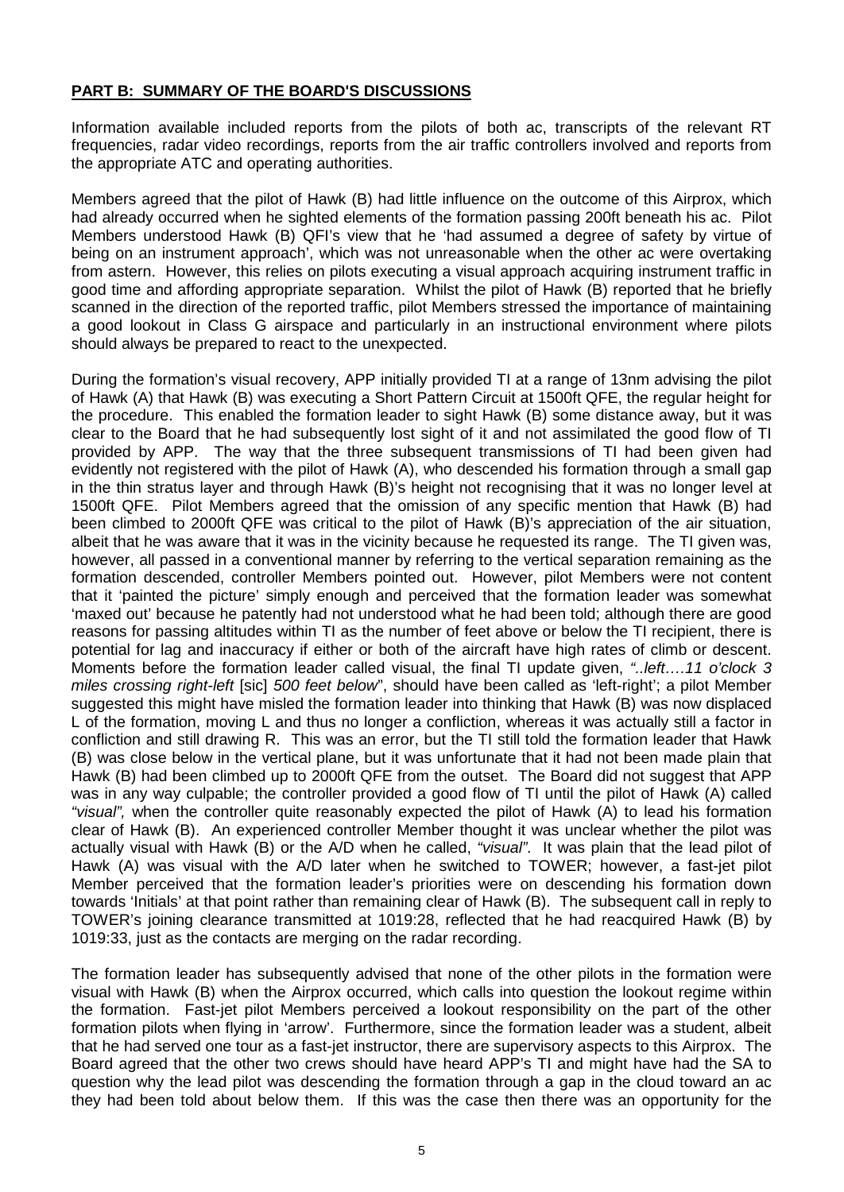**PART B: SUMMARY OF THE BOARD'S DISCUSSIONS**

Information available included reports from the pilots of both ac, transcripts of the relevant RT frequencies, radar video recordings, reports from the air traffic controllers involved and reports from the appropriate ATC and operating authorities.

Members agreed that the pilot of Hawk (B) had little influence on the outcome of this Airprox, which had already occurred when he sighted elements of the formation passing 200ft beneath his ac. Pilot Members understood Hawk (B) QFI's view that he 'had assumed a degree of safety by virtue of being on an instrument approach', which was not unreasonable when the other ac were overtaking from astern. However, this relies on pilots executing a visual approach acquiring instrument traffic in good time and affording appropriate separation. Whilst the pilot of Hawk (B) reported that he briefly scanned in the direction of the reported traffic, pilot Members stressed the importance of maintaining a good lookout in Class G airspace and particularly in an instructional environment where pilots should always be prepared to react to the unexpected.

During the formation's visual recovery, APP initially provided TI at a range of 13nm advising the pilot of Hawk (A) that Hawk (B) was executing a Short Pattern Circuit at 1500ft QFE, the regular height for the procedure. This enabled the formation leader to sight Hawk (B) some distance away, but it was clear to the Board that he had subsequently lost sight of it and not assimilated the good flow of TI provided by APP. The way that the three subsequent transmissions of TI had been given had evidently not registered with the pilot of Hawk (A), who descended his formation through a small gap in the thin stratus layer and through Hawk (B)'s height not recognising that it was no longer level at 1500ft QFE. Pilot Members agreed that the omission of any specific mention that Hawk (B) had been climbed to 2000ft QFE was critical to the pilot of Hawk (B)'s appreciation of the air situation, albeit that he was aware that it was in the vicinity because he requested its range. The TI given was, however, all passed in a conventional manner by referring to the vertical separation remaining as the formation descended, controller Members pointed out. However, pilot Members were not content that it 'painted the picture' simply enough and perceived that the formation leader was somewhat 'maxed out' because he patently had not understood what he had been told; although there are good reasons for passing altitudes within TI as the number of feet above or below the TI recipient, there is potential for lag and inaccuracy if either or both of the aircraft have high rates of climb or descent. Moments before the formation leader called visual, the final TI update given, *"..left….11 o'clock 3 miles crossing right-left* [sic] *500 feet below*", should have been called as 'left-right'; a pilot Member suggested this might have misled the formation leader into thinking that Hawk (B) was now displaced L of the formation, moving L and thus no longer a confliction, whereas it was actually still a factor in confliction and still drawing R. This was an error, but the TI still told the formation leader that Hawk (B) was close below in the vertical plane, but it was unfortunate that it had not been made plain that Hawk (B) had been climbed up to 2000ft QFE from the outset. The Board did not suggest that APP was in any way culpable; the controller provided a good flow of TI until the pilot of Hawk (A) called *"visual",* when the controller quite reasonably expected the pilot of Hawk (A) to lead his formation clear of Hawk (B). An experienced controller Member thought it was unclear whether the pilot was actually visual with Hawk (B) or the A/D when he called, *"visual"*. It was plain that the lead pilot of Hawk (A) was visual with the A/D later when he switched to TOWER; however, a fast-jet pilot Member perceived that the formation leader's priorities were on descending his formation down towards 'Initials' at that point rather than remaining clear of Hawk (B). The subsequent call in reply to TOWER's joining clearance transmitted at 1019:28, reflected that he had reacquired Hawk (B) by 1019:33, just as the contacts are merging on the radar recording.

The formation leader has subsequently advised that none of the other pilots in the formation were visual with Hawk (B) when the Airprox occurred, which calls into question the lookout regime within the formation. Fast-jet pilot Members perceived a lookout responsibility on the part of the other formation pilots when flying in 'arrow'. Furthermore, since the formation leader was a student, albeit that he had served one tour as a fast-jet instructor, there are supervisory aspects to this Airprox. The Board agreed that the other two crews should have heard APP's TI and might have had the SA to question why the lead pilot was descending the formation through a gap in the cloud toward an ac they had been told about below them. If this was the case then there was an opportunity for the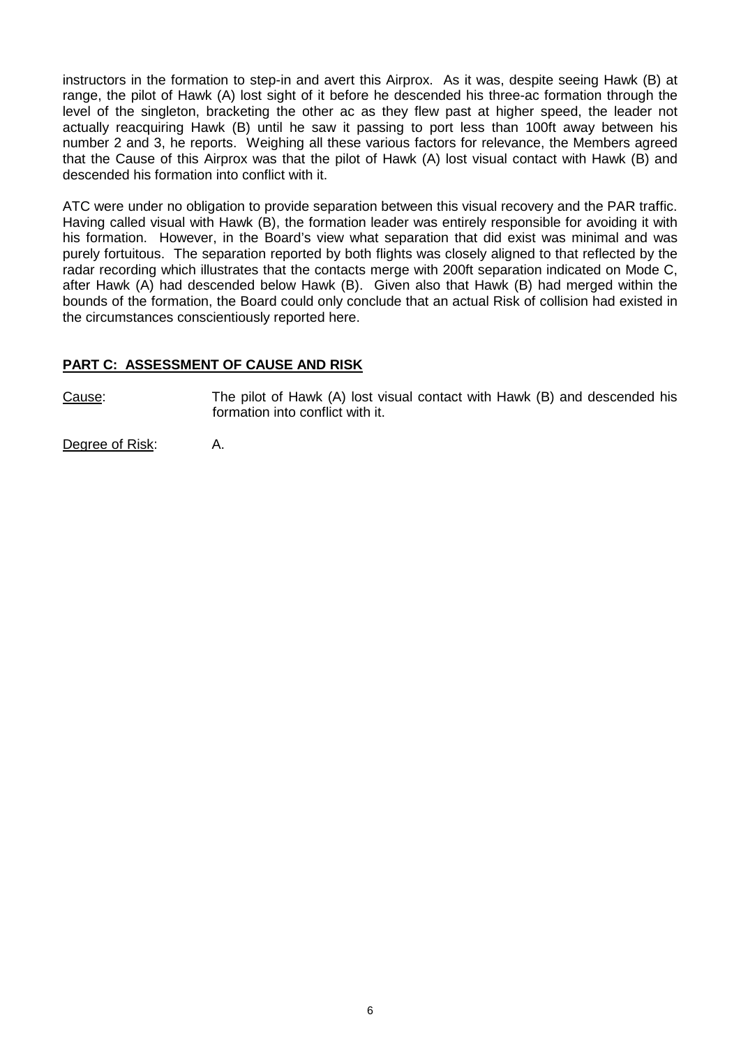instructors in the formation to step-in and avert this Airprox. As it was, despite seeing Hawk (B) at range, the pilot of Hawk (A) lost sight of it before he descended his three-ac formation through the level of the singleton, bracketing the other ac as they flew past at higher speed, the leader not actually reacquiring Hawk (B) until he saw it passing to port less than 100ft away between his number 2 and 3, he reports. Weighing all these various factors for relevance, the Members agreed that the Cause of this Airprox was that the pilot of Hawk (A) lost visual contact with Hawk (B) and descended his formation into conflict with it.

ATC were under no obligation to provide separation between this visual recovery and the PAR traffic. Having called visual with Hawk (B), the formation leader was entirely responsible for avoiding it with his formation. However, in the Board's view what separation that did exist was minimal and was purely fortuitous. The separation reported by both flights was closely aligned to that reflected by the radar recording which illustrates that the contacts merge with 200ft separation indicated on Mode C, after Hawk (A) had descended below Hawk (B). Given also that Hawk (B) had merged within the bounds of the formation, the Board could only conclude that an actual Risk of collision had existed in the circumstances conscientiously reported here.

## PART C: ASSESSMENT OF CAUSE AND RISK

Cause: The pilot of Hawk (A) lost visual contact with Hawk (B) and descended his formation into conflict with it.

Degree of Risk: A.